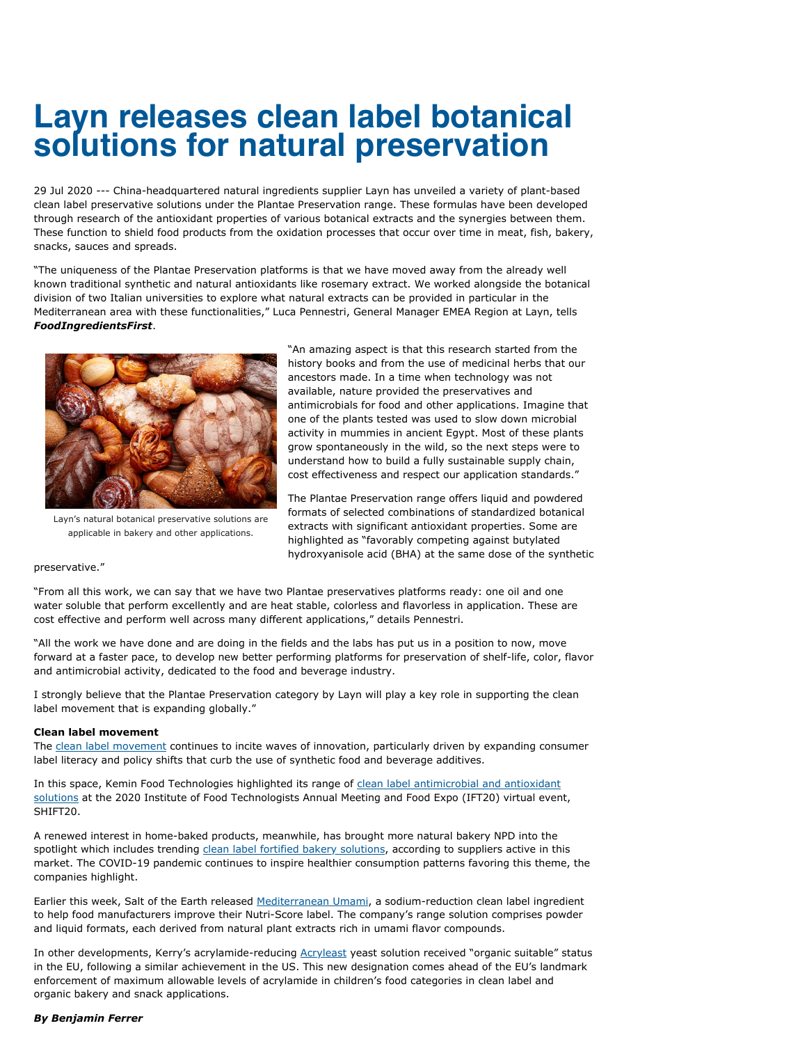# Layn releases clean label botanical solutions for natural preservation

29 Jul 2020 --- China-headquartered natural ingredients supplier Layn has unveiled a variety of plant-based clean label preservative solutions under the Plantae Preservation range. These formulas have been developed through research of the antioxidant properties of various botanical extracts and the synergies between them. These function to shield food products from the oxidation processes that occur over time in meat, fish, bakery, snacks, sauces and spreads.

"The uniqueness of the Plantae Preservation platforms is that we have moved away from the already well known traditional synthetic and natural antioxidants like rosemary extract. We worked alongside the botanical division of two Italian universities to explore what natural extracts can be provided in particular in the Mediterranean area with these functionalities," Luca Pennestri, General Manager EMEA Region at Layn, tells ***FoodIngredientsFirst***.

Layn's natural botanical preservative solutions are applicable in bakery and other applications.

"An amazing aspect is that this research started from the history books and from the use of medicinal herbs that our ancestors made. In a time when technology was not available, nature provided the preservatives and antimicrobials for food and other applications. Imagine that one of the plants tested was used to slow down microbial activity in mummies in ancient Egypt. Most of these plants grow spontaneously in the wild, so the next steps were to understand how to build a fully sustainable supply chain, cost effectiveness and respect our application standards."

The Plantae Preservation range offers liquid and powdered formats of selected combinations of standardized botanical extracts with significant antioxidant properties. Some are highlighted as "favorably competing against butylated hydroxyanisole acid (BHA) at the same dose of the synthetic preservative."

"From all this work, we can say that we have two Plantae preservatives platforms ready: one oil and one water soluble that perform excellently and are heat stable, colorless and flavorless in application. These are cost effective and perform well across many different applications," details Pennestri.

"All the work we have done and are doing in the fields and the labs has put us in a position to now, move forward at a faster pace, to develop new better performing platforms for preservation of shelf-life, color, flavor and antimicrobial activity, dedicated to the food and beverage industry.

I strongly believe that the Plantae Preservation category by Layn will play a key role in supporting the clean label movement that is expanding globally."

**Clean label movement**

The clean label movement continues to incite waves of innovation, particularly driven by expanding consumer label literacy and policy shifts that curb the use of synthetic food and beverage additives.

In this space, Kemin Food Technologies highlighted its range of clean label antimicrobial and antioxidant solutions at the 2020 Institute of Food Technologists Annual Meeting and Food Expo (IFT20) virtual event, SHIFT20.

A renewed interest in home-baked products, meanwhile, has brought more natural bakery NPD into the spotlight which includes trending clean label fortified bakery solutions, according to suppliers active in this market. The COVID-19 pandemic continues to inspire healthier consumption patterns favoring this theme, the companies highlight.

Earlier this week, Salt of the Earth released Mediterranean Umami, a sodium-reduction clean label ingredient to help food manufacturers improve their Nutri-Score label. The company's range solution comprises powder and liquid formats, each derived from natural plant extracts rich in umami flavor compounds.

In other developments, Kerry's acrylamide-reducing Acryleast yeast solution received "organic suitable" status in the EU, following a similar achievement in the US. This new designation comes ahead of the EU's landmark enforcement of maximum allowable levels of acrylamide in children's food categories in clean label and organic bakery and snack applications.

***By Benjamin Ferrer***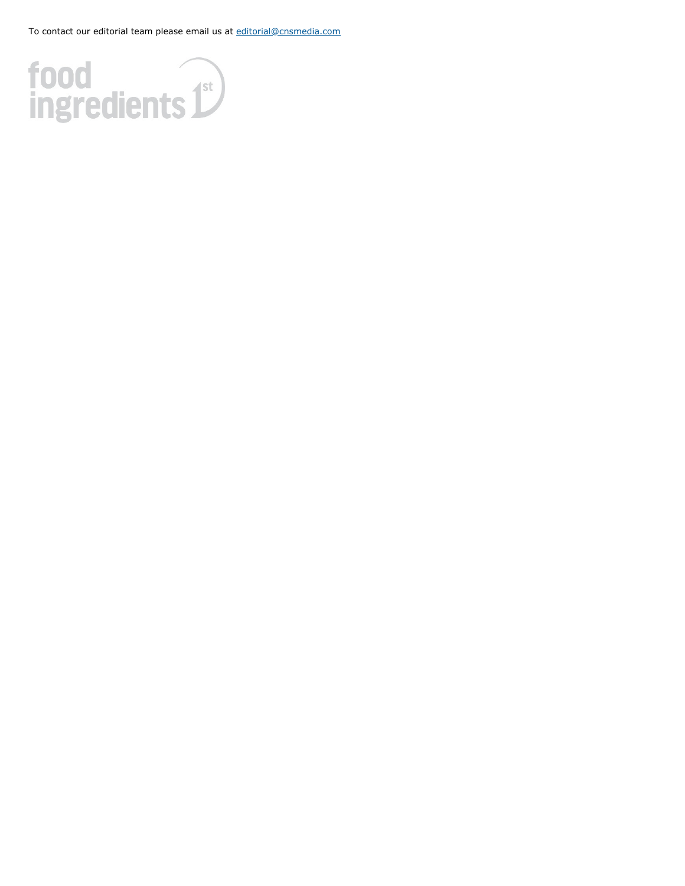To contact our editorial team please email us at editorial@cnsmedia.com

food ingredients 1st